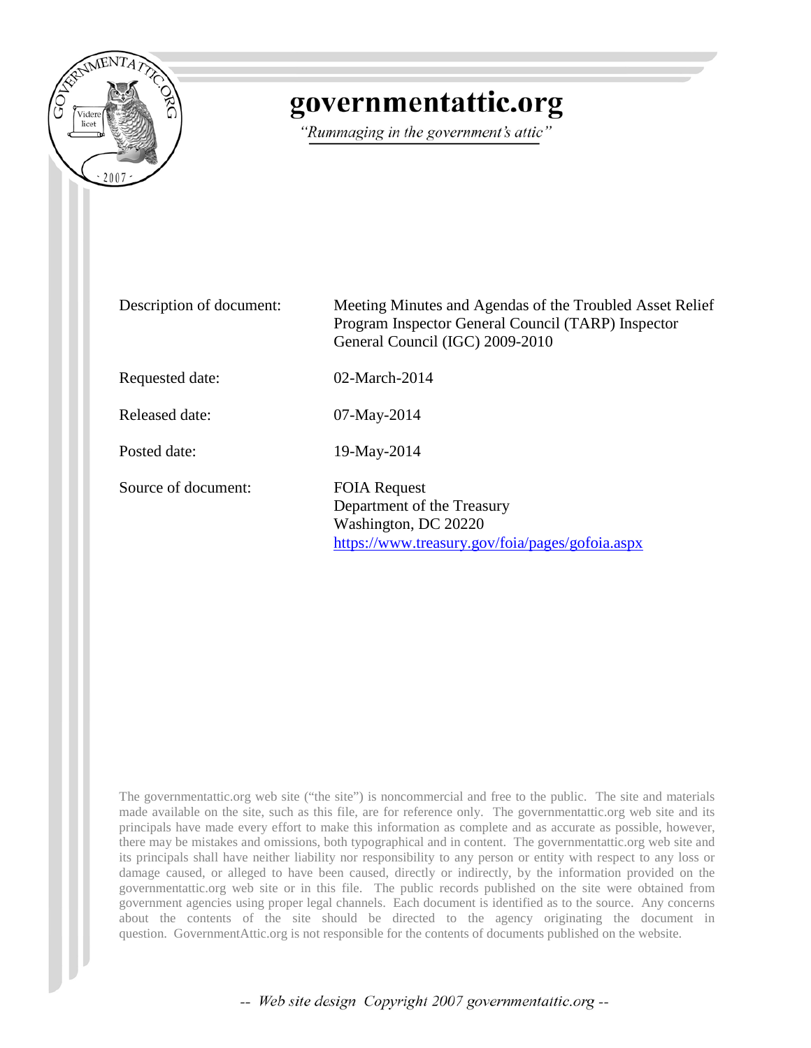# governmentattic.org

*"Rummaging in the government's attic"*

| | |
|---|---|
| Description of document: | Meeting Minutes and Agendas of the Troubled Asset Relief Program Inspector General Council (TARP) Inspector General Council (IGC) 2009-2010 |
| Requested date: | 02-March-2014 |
| Released date: | 07-May-2014 |
| Posted date: | 19-May-2014 |
| Source of document: | FOIA Request<br>Department of the Treasury<br>Washington, DC 20220<br>https://www.treasury.gov/foia/pages/gofoia.aspx |

The governmentattic.org web site ("the site") is noncommercial and free to the public. The site and materials made available on the site, such as this file, are for reference only. The governmentattic.org web site and its principals have made every effort to make this information as complete and as accurate as possible, however, there may be mistakes and omissions, both typographical and in content. The governmentattic.org web site and its principals shall have neither liability nor responsibility to any person or entity with respect to any loss or damage caused, or alleged to have been caused, directly or indirectly, by the information provided on the governmentattic.org web site or in this file. The public records published on the site were obtained from government agencies using proper legal channels. Each document is identified as to the source. Any concerns about the contents of the site should be directed to the agency originating the document in question. GovernmentAttic.org is not responsible for the contents of documents published on the website.

-- Web site design Copyright 2007 governmentattic.org --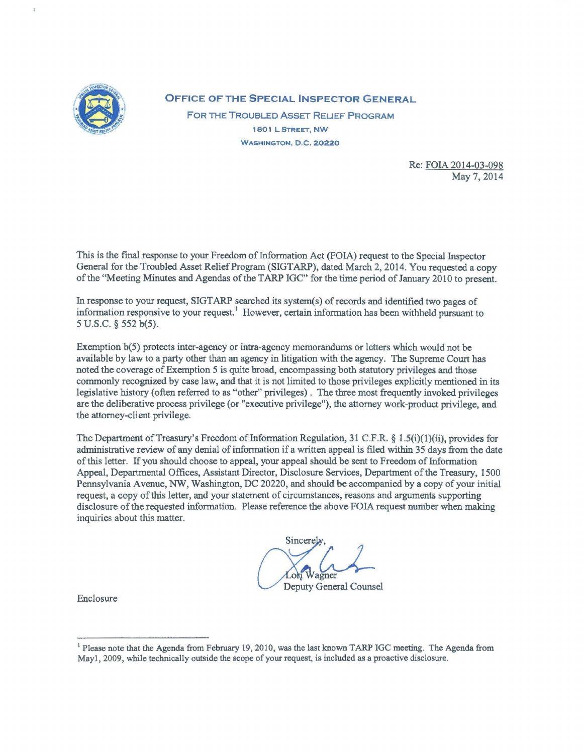**OFFICE OF THE SPECIAL INSPECTOR GENERAL**

**FOR THE TROUBLED ASSET RELIEF PROGRAM**

**1801 L STREET, NW**

**WASHINGTON, D.C. 20220**

Re: FOIA 2014-03-098
May 7, 2014

This is the final response to your Freedom of Information Act (FOIA) request to the Special Inspector General for the Troubled Asset Relief Program (SIGTARP), dated March 2, 2014. You requested a copy of the "Meeting Minutes and Agendas of the TARP IGC" for the time period of January 2010 to present.

In response to your request, SIGTARP searched its system(s) of records and identified two pages of information responsive to your request.[1] However, certain information has been withheld pursuant to 5 U.S.C. § 552 b(5).

Exemption b(5) protects inter-agency or intra-agency memorandums or letters which would not be available by law to a party other than an agency in litigation with the agency. The Supreme Court has noted the coverage of Exemption 5 is quite broad, encompassing both statutory privileges and those commonly recognized by case law, and that it is not limited to those privileges explicitly mentioned in its legislative history (often referred to as "other" privileges). The three most frequently invoked privileges are the deliberative process privilege (or "executive privilege"), the attorney work-product privilege, and the attorney-client privilege.

The Department of Treasury's Freedom of Information Regulation, 31 C.F.R. § 1.5(i)(1)(ii), provides for administrative review of any denial of information if a written appeal is filed within 35 days from the date of this letter. If you should choose to appeal, your appeal should be sent to Freedom of Information Appeal, Departmental Offices, Assistant Director, Disclosure Services, Department of the Treasury, 1500 Pennsylvania Avenue, NW, Washington, DC 20220, and should be accompanied by a copy of your initial request, a copy of this letter, and your statement of circumstances, reasons and arguments supporting disclosure of the requested information. Please reference the above FOIA request number when making inquiries about this matter.

Sincerely,

Lori Wagner
Deputy General Counsel

Enclosure

---

[1] Please note that the Agenda from February 19, 2010, was the last known TARP IGC meeting. The Agenda from May1, 2009, while technically outside the scope of your request, is included as a proactive disclosure.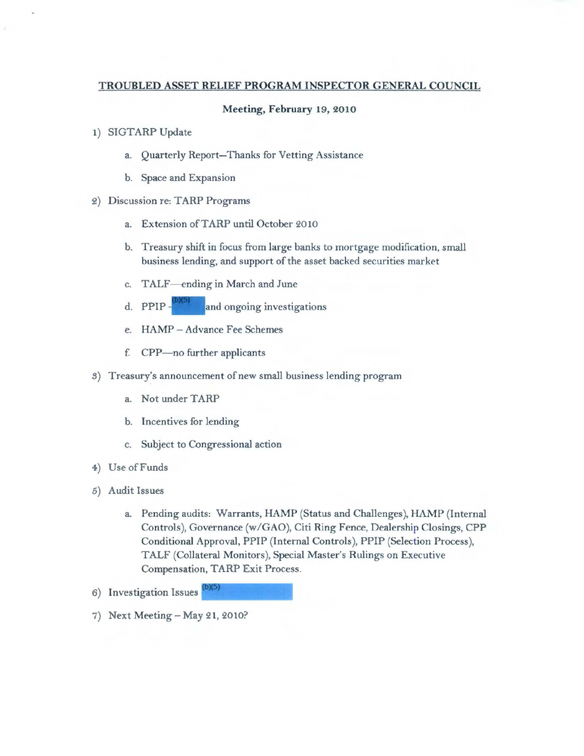**TROUBLED ASSET RELIEF PROGRAM INSPECTOR GENERAL COUNCIL**

**Meeting, February 19, 2010**

1) SIGTARP Update

    a. Quarterly Report—Thanks for Vetting Assistance

    b. Space and Expansion

2) Discussion re: TARP Programs

    a. Extension of TARP until October 2010

    b. Treasury shift in focus from large banks to mortgage modification, small business lending, and support of the asset backed securities market

    c. TALF—ending in March and June

    d. PPIP (b)(5) and ongoing investigations

    e. HAMP – Advance Fee Schemes

    f. CPP—no further applicants

3) Treasury's announcement of new small business lending program

    a. Not under TARP

    b. Incentives for lending

    c. Subject to Congressional action

4) Use of Funds

5) Audit Issues

    a. Pending audits: Warrants, HAMP (Status and Challenges), HAMP (Internal Controls), Governance (w/GAO), Citi Ring Fence, Dealership Closings, CPP Conditional Approval, PPIP (Internal Controls), PPIP (Selection Process), TALF (Collateral Monitors), Special Master's Rulings on Executive Compensation, TARP Exit Process.

6) Investigation Issues (b)(5)

7) Next Meeting – May 21, 2010?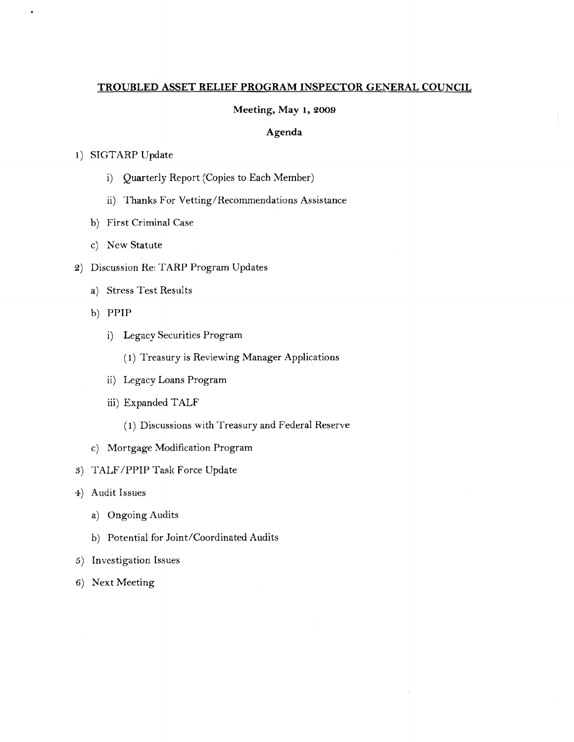**TROUBLED ASSET RELIEF PROGRAM INSPECTOR GENERAL COUNCIL**

**Meeting, May 1, 2009**

**Agenda**

1) SIGTARP Update
    - i) Quarterly Report (Copies to Each Member)
    - ii) Thanks For Vetting/Recommendations Assistance
    - b) First Criminal Case
    - c) New Statute
2) Discussion Re: TARP Program Updates
    - a) Stress Test Results
    - b) PPIP
        - i) Legacy Securities Program
            - (1) Treasury is Reviewing Manager Applications
        - ii) Legacy Loans Program
        - iii) Expanded TALF
            - (1) Discussions with Treasury and Federal Reserve
    - c) Mortgage Modification Program
3) TALF/PPIP Task Force Update
4) Audit Issues
    - a) Ongoing Audits
    - b) Potential for Joint/Coordinated Audits
5) Investigation Issues
6) Next Meeting